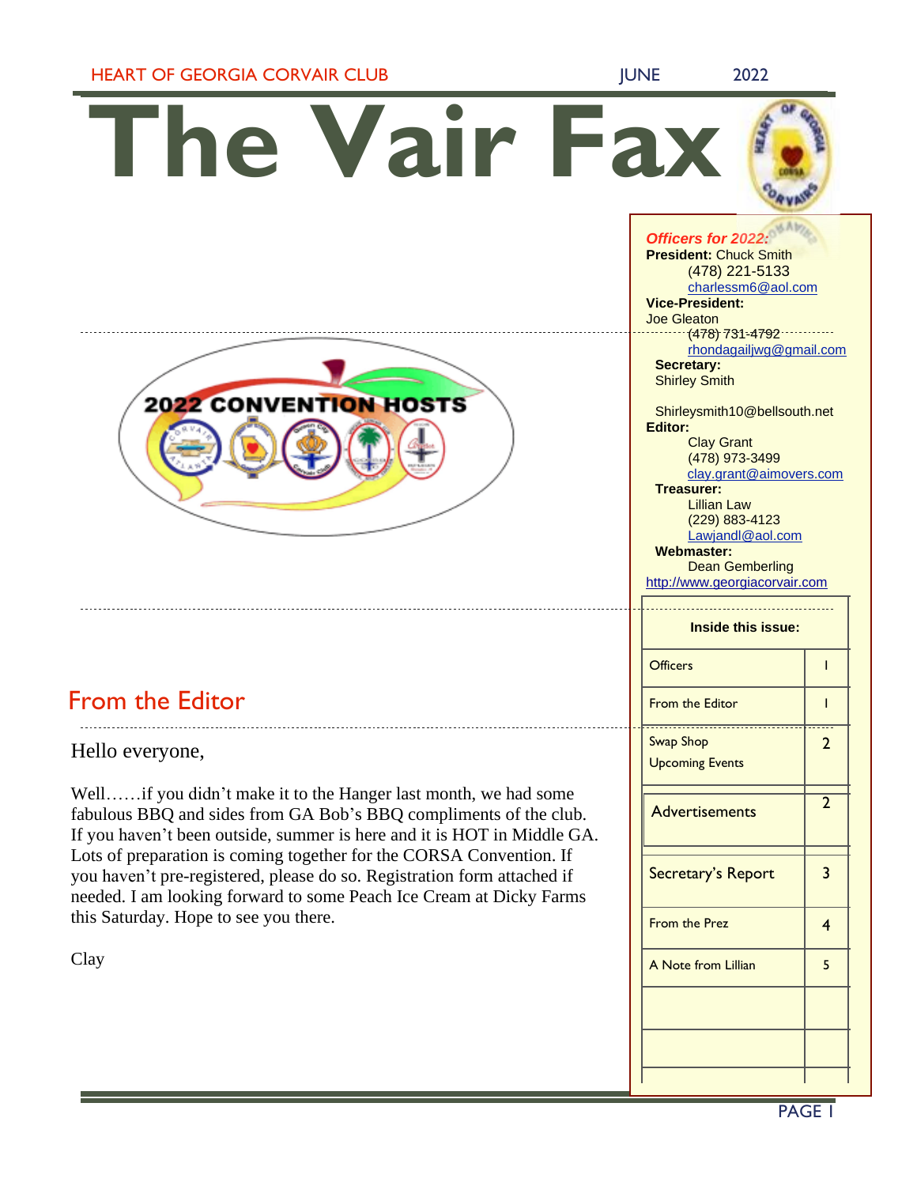HEART OF GEORGIA CORVAIR CLUB — JUNE 2022

# The Vair Fax

2022 CONVENTION HOSTS

***Officers for 2022:***

**President:** Chuck Smith
(478) 221-5133
charlessm6@aol.com

**Vice-President:**
Joe Gleaton
(478) 731-4792
rhondagailjwg@gmail.com

**Secretary:**
Shirley Smith

Shirleysmith10@bellsouth.net

**Editor:**
Clay Grant
(478) 973-3499
clay.grant@aimovers.com

**Treasurer:**
Lillian Law
(229) 883-4123
Lawjandl@aol.com

**Webmaster:**
Dean Gemberling
http://www.georgiacorvair.com

| Inside this issue: | |
|---|---|
| Officers | 1 |
| From the Editor | 1 |
| Swap Shop<br>Upcoming Events | 2 |
| Advertisements | 2 |
| Secretary's Report | 3 |
| From the Prez | 4 |
| A Note from Lillian | 5 |

## From the Editor

Hello everyone,

Well……if you didn't make it to the Hanger last month, we had some fabulous BBQ and sides from GA Bob's BBQ compliments of the club. If you haven't been outside, summer is here and it is HOT in Middle GA. Lots of preparation is coming together for the CORSA Convention. If you haven't pre-registered, please do so. Registration form attached if needed. I am looking forward to some Peach Ice Cream at Dicky Farms this Saturday. Hope to see you there.

Clay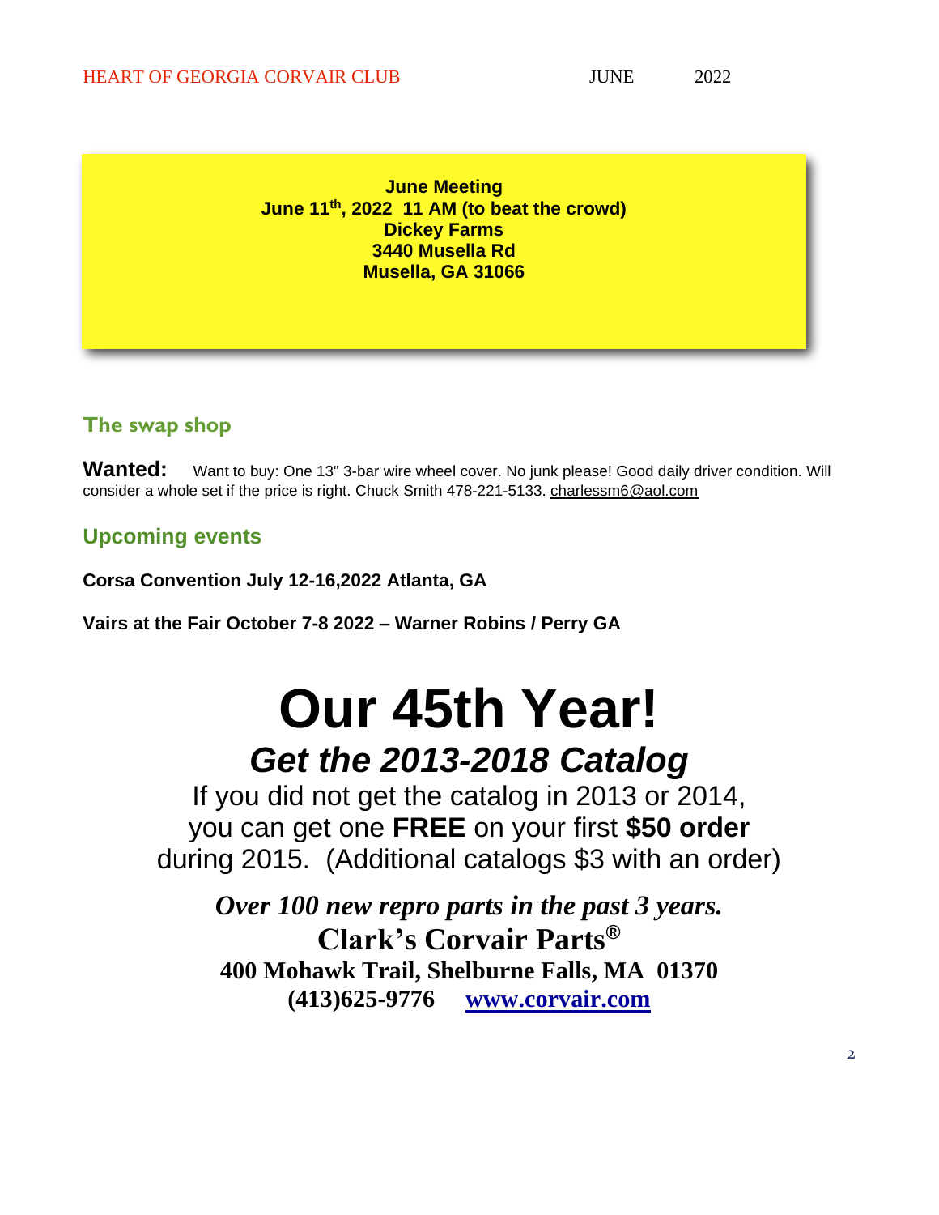**June Meeting**
**June 11th, 2022 11 AM (to beat the crowd)**
**Dickey Farms**
**3440 Musella Rd**
**Musella, GA 31066**

## The swap shop

**Wanted:** Want to buy: One 13" 3-bar wire wheel cover. No junk please! Good daily driver condition. Will consider a whole set if the price is right. Chuck Smith 478-221-5133. charlessm6@aol.com

## Upcoming events

**Corsa Convention July 12-16,2022 Atlanta, GA**

**Vairs at the Fair October 7-8 2022 – Warner Robins / Perry GA**

# Our 45th Year!

## *Get the 2013-2018 Catalog*

If you did not get the catalog in 2013 or 2014, you can get one **FREE** on your first **$50 order** during 2015. (Additional catalogs $3 with an order)

***Over 100 new repro parts in the past 3 years.***

**Clark's Corvair Parts®**

**400 Mohawk Trail, Shelburne Falls, MA 01370**

**(413)625-9776 www.corvair.com**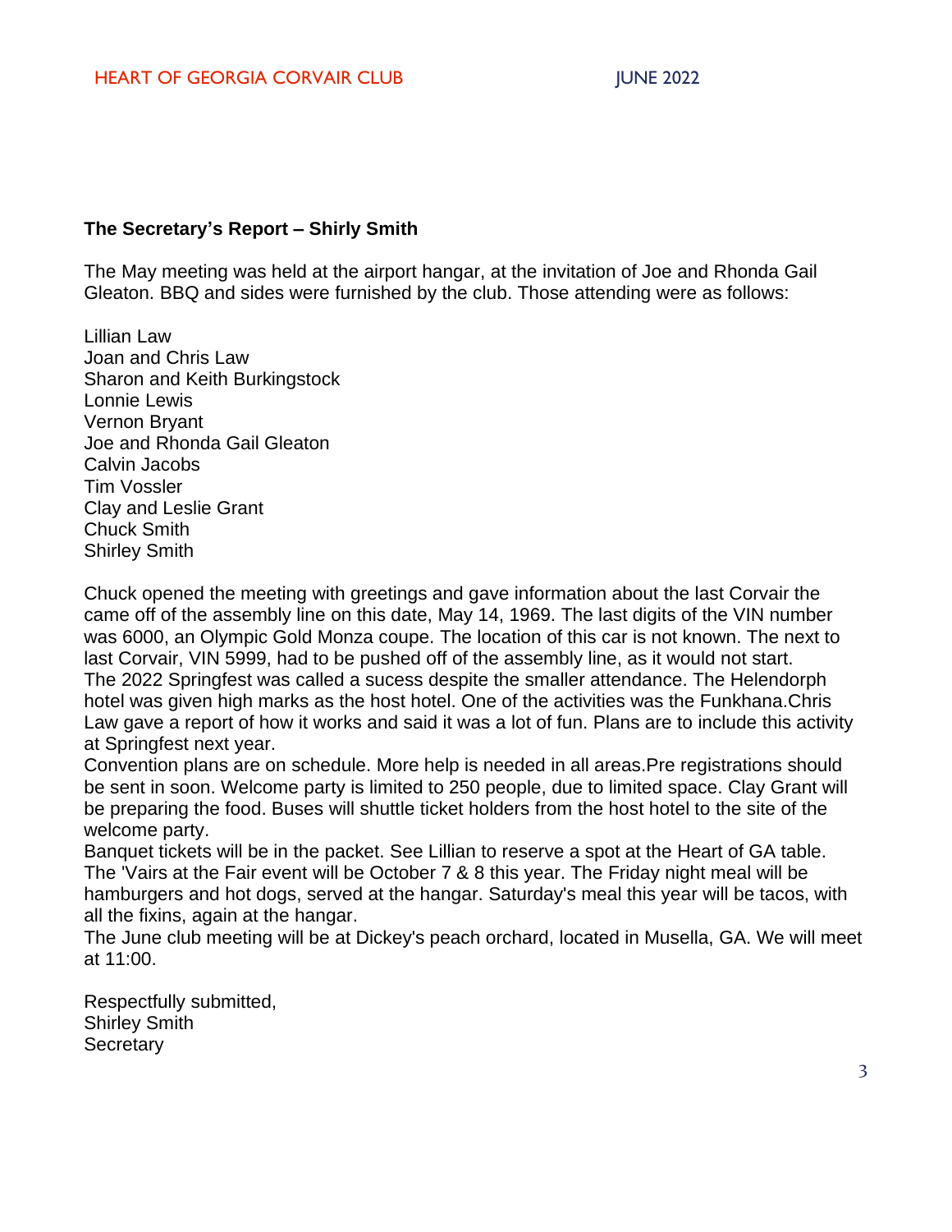## The Secretary's Report – Shirly Smith

The May meeting was held at the airport hangar, at the invitation of Joe and Rhonda Gail Gleaton. BBQ and sides were furnished by the club. Those attending were as follows:

Lillian Law
Joan and Chris Law
Sharon and Keith Burkingstock
Lonnie Lewis
Vernon Bryant
Joe and Rhonda Gail Gleaton
Calvin Jacobs
Tim Vossler
Clay and Leslie Grant
Chuck Smith
Shirley Smith

Chuck opened the meeting with greetings and gave information about the last Corvair the came off of the assembly line on this date, May 14, 1969. The last digits of the VIN number was 6000, an Olympic Gold Monza coupe. The location of this car is not known. The next to last Corvair, VIN 5999, had to be pushed off of the assembly line, as it would not start.
The 2022 Springfest was called a sucess despite the smaller attendance. The Helendorph hotel was given high marks as the host hotel. One of the activities was the Funkhana.Chris Law gave a report of how it works and said it was a lot of fun. Plans are to include this activity at Springfest next year.
Convention plans are on schedule. More help is needed in all areas.Pre registrations should be sent in soon. Welcome party is limited to 250 people, due to limited space. Clay Grant will be preparing the food. Buses will shuttle ticket holders from the host hotel to the site of the welcome party.
Banquet tickets will be in the packet. See Lillian to reserve a spot at the Heart of GA table.
The 'Vairs at the Fair event will be October 7 & 8 this year. The Friday night meal will be hamburgers and hot dogs, served at the hangar. Saturday's meal this year will be tacos, with all the fixins, again at the hangar.
The June club meeting will be at Dickey's peach orchard, located in Musella, GA. We will meet at 11:00.

Respectfully submitted,
Shirley Smith
Secretary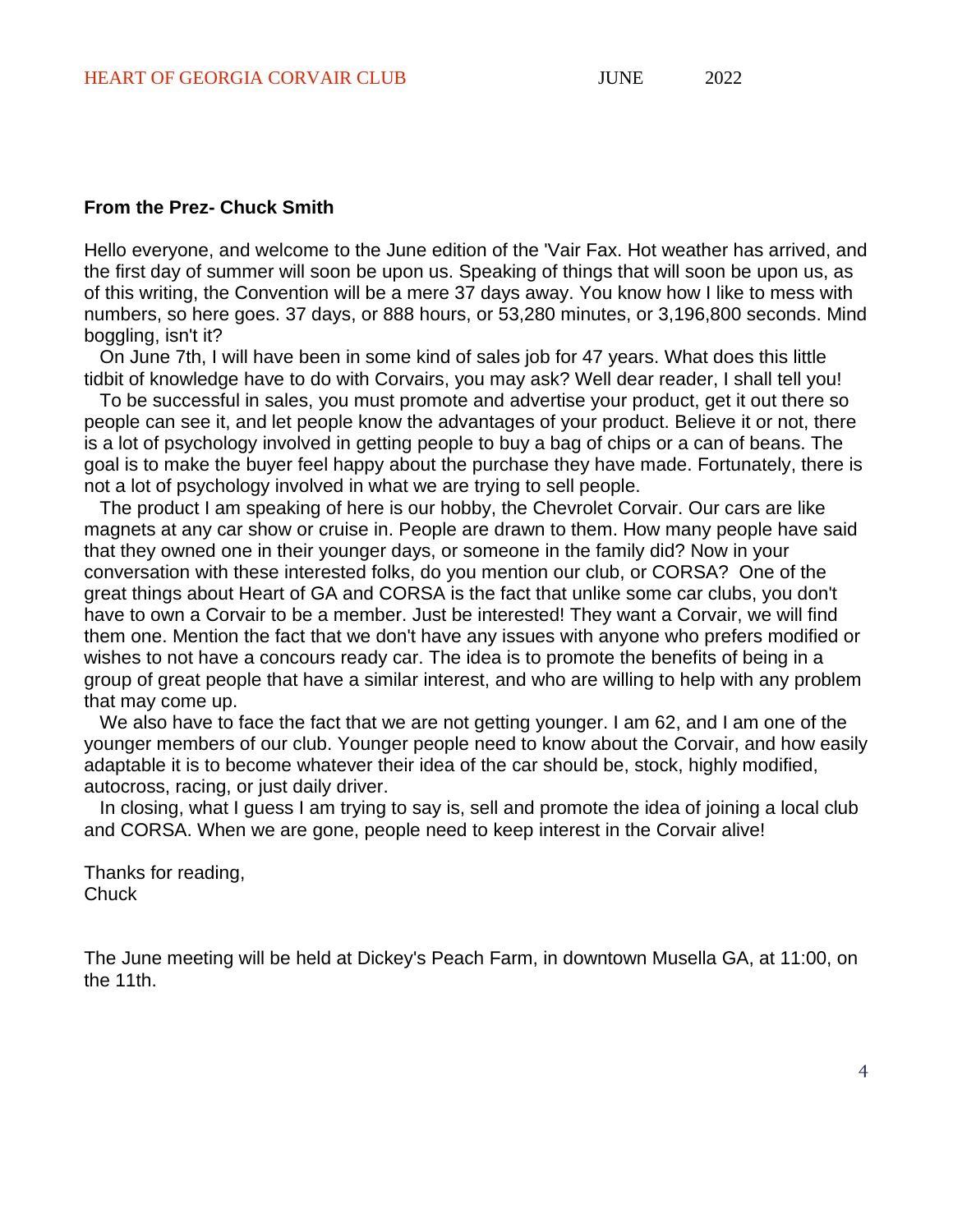**From the Prez- Chuck Smith**

Hello everyone, and welcome to the June edition of the 'Vair Fax. Hot weather has arrived, and the first day of summer will soon be upon us. Speaking of things that will soon be upon us, as of this writing, the Convention will be a mere 37 days away. You know how I like to mess with numbers, so here goes. 37 days, or 888 hours, or 53,280 minutes, or 3,196,800 seconds. Mind boggling, isn't it?

On June 7th, I will have been in some kind of sales job for 47 years. What does this little tidbit of knowledge have to do with Corvairs, you may ask? Well dear reader, I shall tell you!

To be successful in sales, you must promote and advertise your product, get it out there so people can see it, and let people know the advantages of your product. Believe it or not, there is a lot of psychology involved in getting people to buy a bag of chips or a can of beans. The goal is to make the buyer feel happy about the purchase they have made. Fortunately, there is not a lot of psychology involved in what we are trying to sell people.

The product I am speaking of here is our hobby, the Chevrolet Corvair. Our cars are like magnets at any car show or cruise in. People are drawn to them. How many people have said that they owned one in their younger days, or someone in the family did? Now in your conversation with these interested folks, do you mention our club, or CORSA? One of the great things about Heart of GA and CORSA is the fact that unlike some car clubs, you don't have to own a Corvair to be a member. Just be interested! They want a Corvair, we will find them one. Mention the fact that we don't have any issues with anyone who prefers modified or wishes to not have a concours ready car. The idea is to promote the benefits of being in a group of great people that have a similar interest, and who are willing to help with any problem that may come up.

We also have to face the fact that we are not getting younger. I am 62, and I am one of the younger members of our club. Younger people need to know about the Corvair, and how easily adaptable it is to become whatever their idea of the car should be, stock, highly modified, autocross, racing, or just daily driver.

In closing, what I guess I am trying to say is, sell and promote the idea of joining a local club and CORSA. When we are gone, people need to keep interest in the Corvair alive!

Thanks for reading,
Chuck

The June meeting will be held at Dickey's Peach Farm, in downtown Musella GA, at 11:00, on the 11th.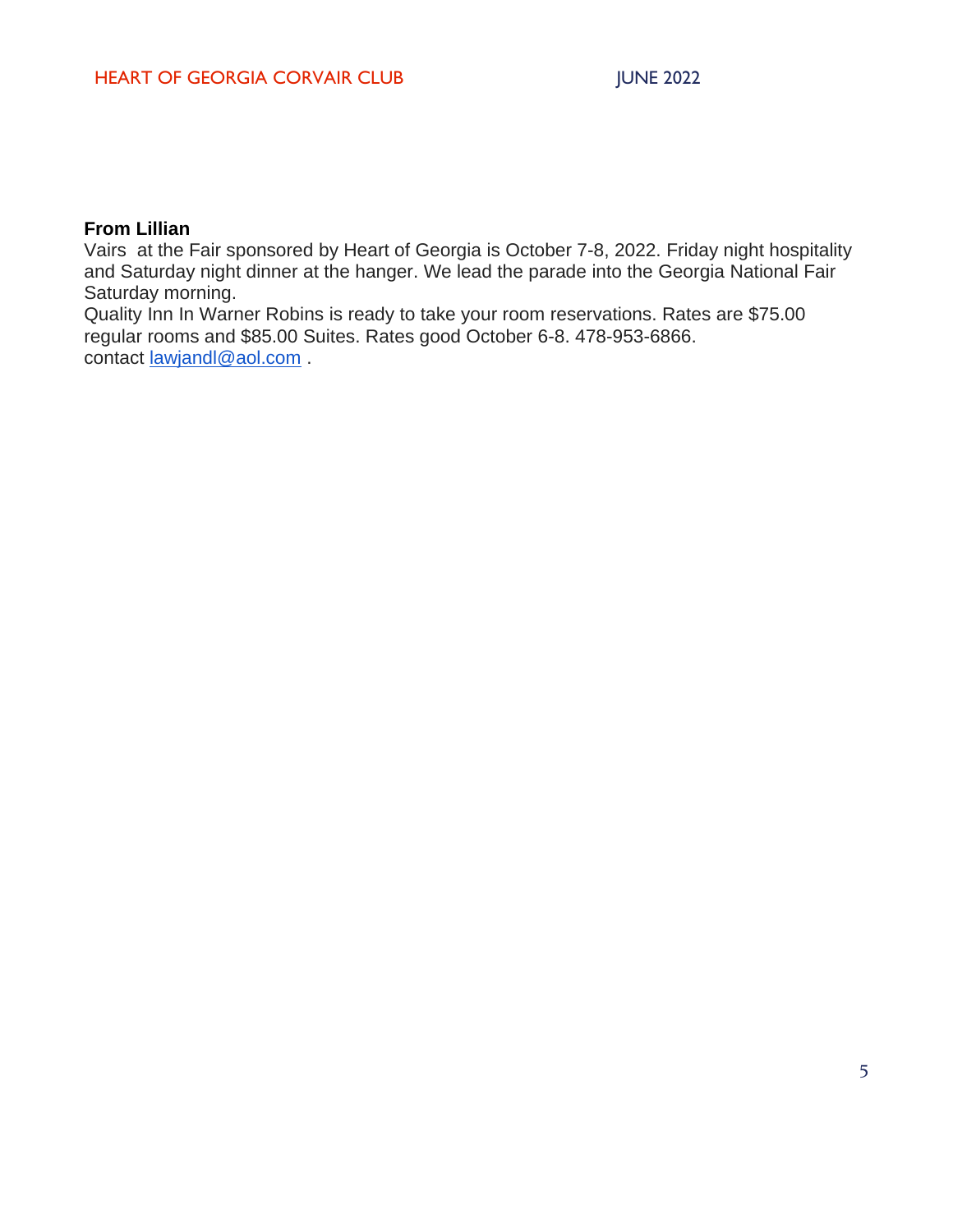**From Lillian**

Vairs at the Fair sponsored by Heart of Georgia is October 7-8, 2022. Friday night hospitality and Saturday night dinner at the hanger. We lead the parade into the Georgia National Fair Saturday morning.

Quality Inn In Warner Robins is ready to take your room reservations. Rates are $75.00 regular rooms and $85.00 Suites. Rates good October 6-8. 478-953-6866.

contact lawjandl@aol.com .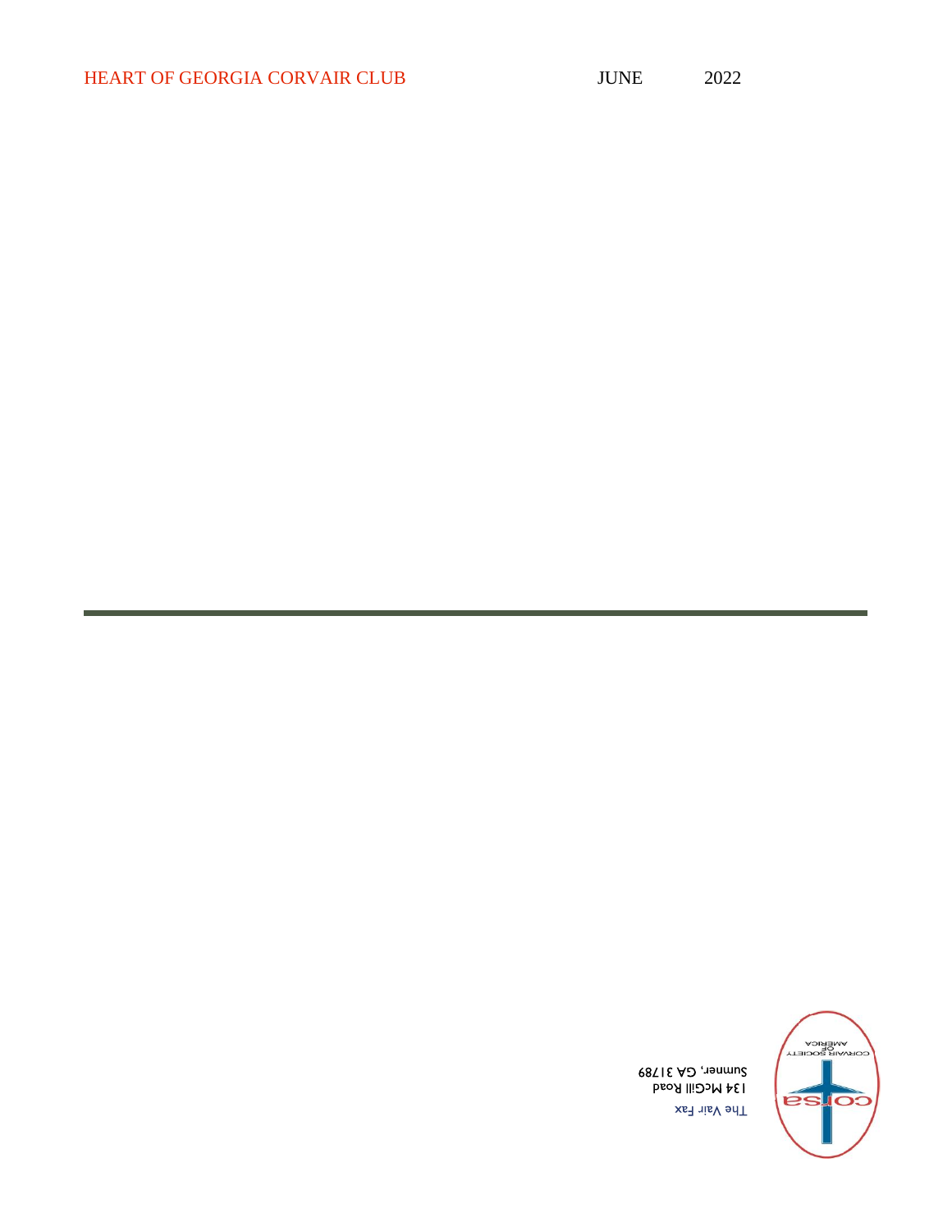The Vair Fax

134 McGill Road

Sumner, GA 31789